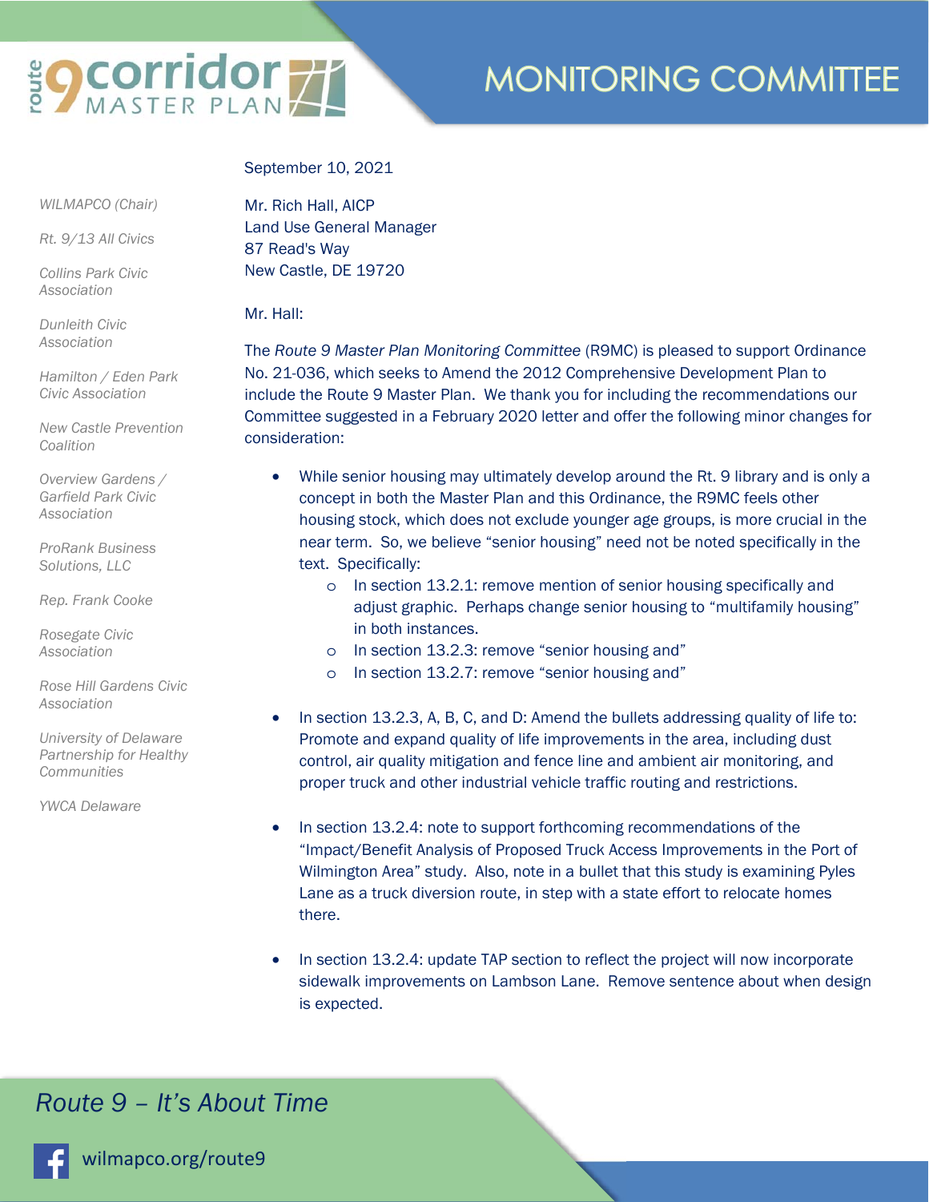# route 9 corridor MASTER PLAN

## MONITORING COMMITTEE

*WILMAPCO (Chair)*

*Rt. 9/13 All Civics*

*Collins Park Civic Association*

*Dunleith Civic Association*

*Hamilton / Eden Park Civic Association*

*New Castle Prevention Coalition*

*Overview Gardens / Garfield Park Civic Association*

*ProRank Business Solutions, LLC*

*Rep. Frank Cooke*

*Rosegate Civic Association*

*Rose Hill Gardens Civic Association*

*University of Delaware Partnership for Healthy Communities*

*YWCA Delaware*

September 10, 2021

Mr. Rich Hall, AICP
Land Use General Manager
87 Read's Way
New Castle, DE 19720

Mr. Hall:

The *Route 9 Master Plan Monitoring Committee* (R9MC) is pleased to support Ordinance No. 21-036, which seeks to Amend the 2012 Comprehensive Development Plan to include the Route 9 Master Plan. We thank you for including the recommendations our Committee suggested in a February 2020 letter and offer the following minor changes for consideration:

- While senior housing may ultimately develop around the Rt. 9 library and is only a concept in both the Master Plan and this Ordinance, the R9MC feels other housing stock, which does not exclude younger age groups, is more crucial in the near term. So, we believe "senior housing" need not be noted specifically in the text. Specifically:
  - In section 13.2.1: remove mention of senior housing specifically and adjust graphic. Perhaps change senior housing to "multifamily housing" in both instances.
  - In section 13.2.3: remove "senior housing and"
  - In section 13.2.7: remove "senior housing and"

- In section 13.2.3, A, B, C, and D: Amend the bullets addressing quality of life to: Promote and expand quality of life improvements in the area, including dust control, air quality mitigation and fence line and ambient air monitoring, and proper truck and other industrial vehicle traffic routing and restrictions.

- In section 13.2.4: note to support forthcoming recommendations of the "Impact/Benefit Analysis of Proposed Truck Access Improvements in the Port of Wilmington Area" study. Also, note in a bullet that this study is examining Pyles Lane as a truck diversion route, in step with a state effort to relocate homes there.

- In section 13.2.4: update TAP section to reflect the project will now incorporate sidewalk improvements on Lambson Lane. Remove sentence about when design is expected.

*Route 9 – It's About Time*

wilmapco.org/route9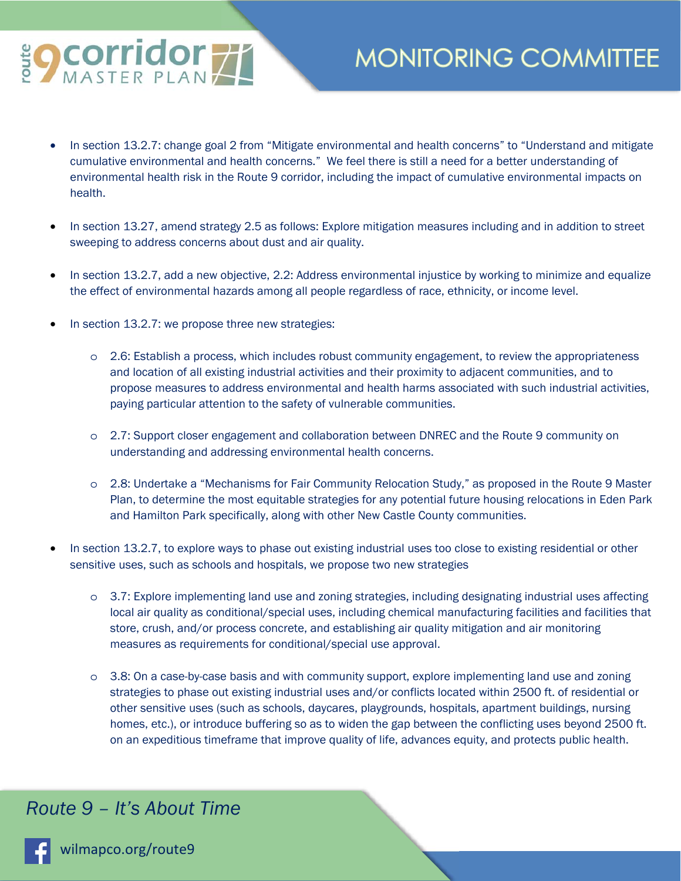- In section 13.2.7: change goal 2 from "Mitigate environmental and health concerns" to "Understand and mitigate cumulative environmental and health concerns." We feel there is still a need for a better understanding of environmental health risk in the Route 9 corridor, including the impact of cumulative environmental impacts on health.

- In section 13.27, amend strategy 2.5 as follows: Explore mitigation measures including and in addition to street sweeping to address concerns about dust and air quality.

- In section 13.2.7, add a new objective, 2.2: Address environmental injustice by working to minimize and equalize the effect of environmental hazards among all people regardless of race, ethnicity, or income level.

- In section 13.2.7: we propose three new strategies:

  - 2.6: Establish a process, which includes robust community engagement, to review the appropriateness and location of all existing industrial activities and their proximity to adjacent communities, and to propose measures to address environmental and health harms associated with such industrial activities, paying particular attention to the safety of vulnerable communities.

  - 2.7: Support closer engagement and collaboration between DNREC and the Route 9 community on understanding and addressing environmental health concerns.

  - 2.8: Undertake a "Mechanisms for Fair Community Relocation Study," as proposed in the Route 9 Master Plan, to determine the most equitable strategies for any potential future housing relocations in Eden Park and Hamilton Park specifically, along with other New Castle County communities.

- In section 13.2.7, to explore ways to phase out existing industrial uses too close to existing residential or other sensitive uses, such as schools and hospitals, we propose two new strategies

  - 3.7: Explore implementing land use and zoning strategies, including designating industrial uses affecting local air quality as conditional/special uses, including chemical manufacturing facilities and facilities that store, crush, and/or process concrete, and establishing air quality mitigation and air monitoring measures as requirements for conditional/special use approval.

  - 3.8: On a case-by-case basis and with community support, explore implementing land use and zoning strategies to phase out existing industrial uses and/or conflicts located within 2500 ft. of residential or other sensitive uses (such as schools, daycares, playgrounds, hospitals, apartment buildings, nursing homes, etc.), or introduce buffering so as to widen the gap between the conflicting uses beyond 2500 ft. on an expeditious timeframe that improve quality of life, advances equity, and protects public health.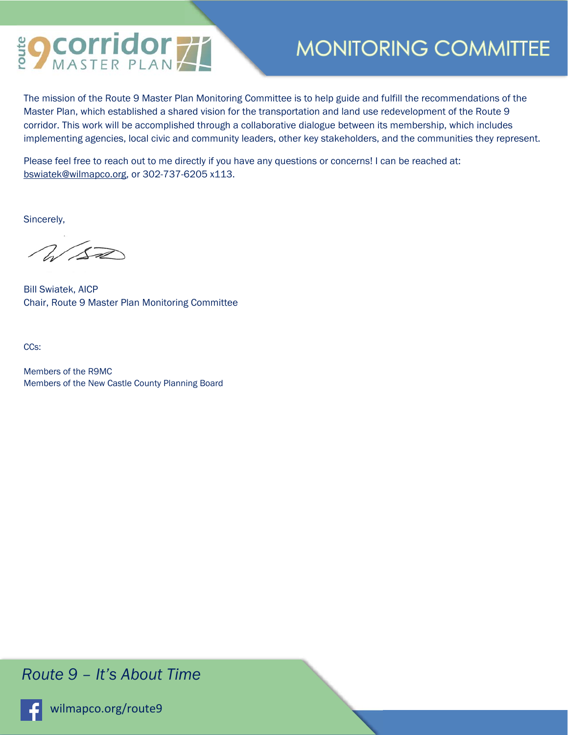The mission of the Route 9 Master Plan Monitoring Committee is to help guide and fulfill the recommendations of the Master Plan, which established a shared vision for the transportation and land use redevelopment of the Route 9 corridor. This work will be accomplished through a collaborative dialogue between its membership, which includes implementing agencies, local civic and community leaders, other key stakeholders, and the communities they represent.

Please feel free to reach out to me directly if you have any questions or concerns! I can be reached at: bswiatek@wilmapco.org, or 302-737-6205 x113.

Sincerely,

Bill Swiatek, AICP
Chair, Route 9 Master Plan Monitoring Committee

CCs:

Members of the R9MC
Members of the New Castle County Planning Board